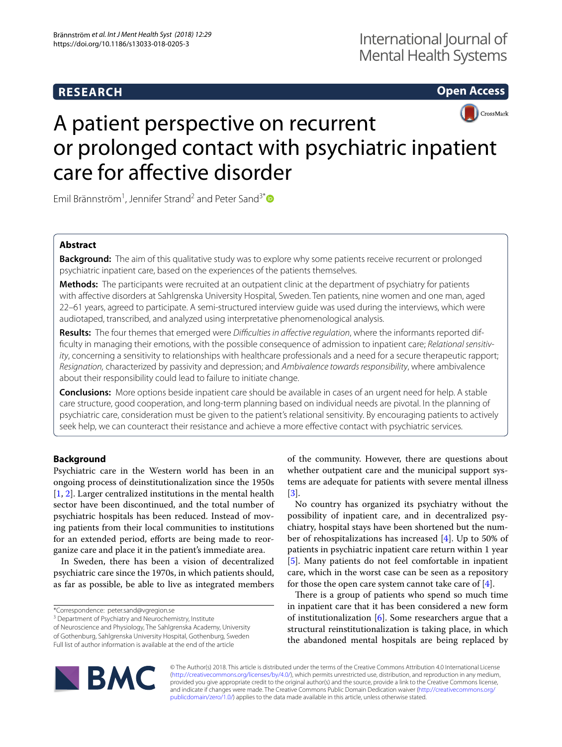RESEARCH

Open Access

# A patient perspective on recurrent or prolonged contact with psychiatric inpatient care for affective disorder

Emil Brännström[1], Jennifer Strand[2] and Peter Sand[3*]

## Abstract

**Background:** The aim of this qualitative study was to explore why some patients receive recurrent or prolonged psychiatric inpatient care, based on the experiences of the patients themselves.

**Methods:** The participants were recruited at an outpatient clinic at the department of psychiatry for patients with affective disorders at Sahlgrenska University Hospital, Sweden. Ten patients, nine women and one man, aged 22–61 years, agreed to participate. A semi-structured interview guide was used during the interviews, which were audiotaped, transcribed, and analyzed using interpretative phenomenological analysis.

**Results:** The four themes that emerged were *Difficulties in affective regulation*, where the informants reported difficulty in managing their emotions, with the possible consequence of admission to inpatient care; *Relational sensitivity*, concerning a sensitivity to relationships with healthcare professionals and a need for a secure therapeutic rapport; *Resignation*, characterized by passivity and depression; and *Ambivalence towards responsibility*, where ambivalence about their responsibility could lead to failure to initiate change.

**Conclusions:** More options beside inpatient care should be available in cases of an urgent need for help. A stable care structure, good cooperation, and long-term planning based on individual needs are pivotal. In the planning of psychiatric care, consideration must be given to the patient's relational sensitivity. By encouraging patients to actively seek help, we can counteract their resistance and achieve a more effective contact with psychiatric services.

## Background

Psychiatric care in the Western world has been in an ongoing process of deinstitutionalization since the 1950s [1, 2]. Larger centralized institutions in the mental health sector have been discontinued, and the total number of psychiatric hospitals has been reduced. Instead of moving patients from their local communities to institutions for an extended period, efforts are being made to reorganize care and place it in the patient's immediate area.

In Sweden, there has been a vision of decentralized psychiatric care since the 1970s, in which patients should, as far as possible, be able to live as integrated members of the community. However, there are questions about whether outpatient care and the municipal support systems are adequate for patients with severe mental illness [3].

No country has organized its psychiatry without the possibility of inpatient care, and in decentralized psychiatry, hospital stays have been shortened but the number of rehospitalizations has increased [4]. Up to 50% of patients in psychiatric inpatient care return within 1 year [5]. Many patients do not feel comfortable in inpatient care, which in the worst case can be seen as a repository for those the open care system cannot take care of [4].

There is a group of patients who spend so much time in inpatient care that it has been considered a new form of institutionalization [6]. Some researchers argue that a structural reinstitutionalization is taking place, in which the abandoned mental hospitals are being replaced by

*Correspondence: peter.sand@vgregion.se
[3] Department of Psychiatry and Neurochemistry, Institute of Neuroscience and Physiology, The Sahlgrenska Academy, University of Gothenburg, Sahlgrenska University Hospital, Gothenburg, Sweden
Full list of author information is available at the end of the article

© The Author(s) 2018. This article is distributed under the terms of the Creative Commons Attribution 4.0 International License (http://creativecommons.org/licenses/by/4.0/), which permits unrestricted use, distribution, and reproduction in any medium, provided you give appropriate credit to the original author(s) and the source, provide a link to the Creative Commons license, and indicate if changes were made. The Creative Commons Public Domain Dedication waiver (http://creativecommons.org/publicdomain/zero/1.0/) applies to the data made available in this article, unless otherwise stated.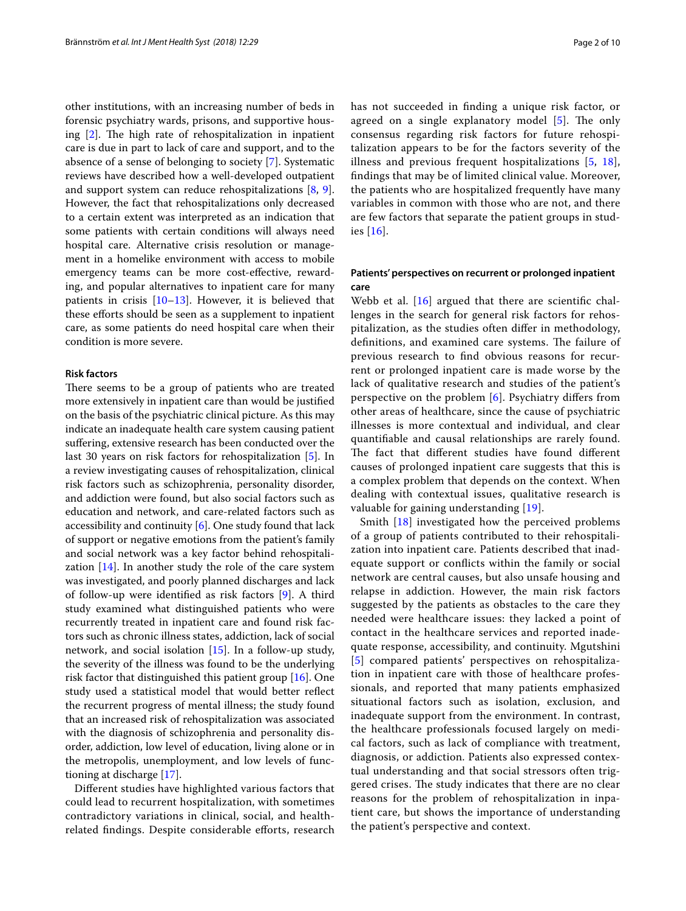other institutions, with an increasing number of beds in forensic psychiatry wards, prisons, and supportive housing [2]. The high rate of rehospitalization in inpatient care is due in part to lack of care and support, and to the absence of a sense of belonging to society [7]. Systematic reviews have described how a well-developed outpatient and support system can reduce rehospitalizations [8, 9]. However, the fact that rehospitalizations only decreased to a certain extent was interpreted as an indication that some patients with certain conditions will always need hospital care. Alternative crisis resolution or management in a homelike environment with access to mobile emergency teams can be more cost-effective, rewarding, and popular alternatives to inpatient care for many patients in crisis [10–13]. However, it is believed that these efforts should be seen as a supplement to inpatient care, as some patients do need hospital care when their condition is more severe.

### Risk factors

There seems to be a group of patients who are treated more extensively in inpatient care than would be justified on the basis of the psychiatric clinical picture. As this may indicate an inadequate health care system causing patient suffering, extensive research has been conducted over the last 30 years on risk factors for rehospitalization [5]. In a review investigating causes of rehospitalization, clinical risk factors such as schizophrenia, personality disorder, and addiction were found, but also social factors such as education and network, and care-related factors such as accessibility and continuity [6]. One study found that lack of support or negative emotions from the patient's family and social network was a key factor behind rehospitalization [14]. In another study the role of the care system was investigated, and poorly planned discharges and lack of follow-up were identified as risk factors [9]. A third study examined what distinguished patients who were recurrently treated in inpatient care and found risk factors such as chronic illness states, addiction, lack of social network, and social isolation [15]. In a follow-up study, the severity of the illness was found to be the underlying risk factor that distinguished this patient group [16]. One study used a statistical model that would better reflect the recurrent progress of mental illness; the study found that an increased risk of rehospitalization was associated with the diagnosis of schizophrenia and personality disorder, addiction, low level of education, living alone or in the metropolis, unemployment, and low levels of functioning at discharge [17].

Different studies have highlighted various factors that could lead to recurrent hospitalization, with sometimes contradictory variations in clinical, social, and health-related findings. Despite considerable efforts, research has not succeeded in finding a unique risk factor, or agreed on a single explanatory model [5]. The only consensus regarding risk factors for future rehospitalization appears to be for the factors severity of the illness and previous frequent hospitalizations [5, 18], findings that may be of limited clinical value. Moreover, the patients who are hospitalized frequently have many variables in common with those who are not, and there are few factors that separate the patient groups in studies [16].

### Patients' perspectives on recurrent or prolonged inpatient care

Webb et al. [16] argued that there are scientific challenges in the search for general risk factors for rehospitalization, as the studies often differ in methodology, definitions, and examined care systems. The failure of previous research to find obvious reasons for recurrent or prolonged inpatient care is made worse by the lack of qualitative research and studies of the patient's perspective on the problem [6]. Psychiatry differs from other areas of healthcare, since the cause of psychiatric illnesses is more contextual and individual, and clear quantifiable and causal relationships are rarely found. The fact that different studies have found different causes of prolonged inpatient care suggests that this is a complex problem that depends on the context. When dealing with contextual issues, qualitative research is valuable for gaining understanding [19].

Smith [18] investigated how the perceived problems of a group of patients contributed to their rehospitalization into inpatient care. Patients described that inadequate support or conflicts within the family or social network are central causes, but also unsafe housing and relapse in addiction. However, the main risk factors suggested by the patients as obstacles to the care they needed were healthcare issues: they lacked a point of contact in the healthcare services and reported inadequate response, accessibility, and continuity. Mgutshini [5] compared patients' perspectives on rehospitalization in inpatient care with those of healthcare professionals, and reported that many patients emphasized situational factors such as isolation, exclusion, and inadequate support from the environment. In contrast, the healthcare professionals focused largely on medical factors, such as lack of compliance with treatment, diagnosis, or addiction. Patients also expressed contextual understanding and that social stressors often triggered crises. The study indicates that there are no clear reasons for the problem of rehospitalization in inpatient care, but shows the importance of understanding the patient's perspective and context.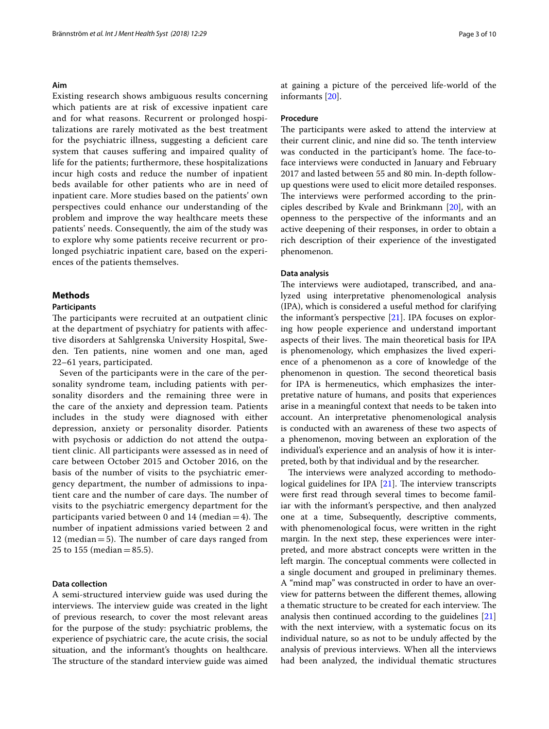### Aim

Existing research shows ambiguous results concerning which patients are at risk of excessive inpatient care and for what reasons. Recurrent or prolonged hospitalizations are rarely motivated as the best treatment for the psychiatric illness, suggesting a deficient care system that causes suffering and impaired quality of life for the patients; furthermore, these hospitalizations incur high costs and reduce the number of inpatient beds available for other patients who are in need of inpatient care. More studies based on the patients' own perspectives could enhance our understanding of the problem and improve the way healthcare meets these patients' needs. Consequently, the aim of the study was to explore why some patients receive recurrent or prolonged psychiatric inpatient care, based on the experiences of the patients themselves.

## Methods

### Participants

The participants were recruited at an outpatient clinic at the department of psychiatry for patients with affective disorders at Sahlgrenska University Hospital, Sweden. Ten patients, nine women and one man, aged 22–61 years, participated.

Seven of the participants were in the care of the personality syndrome team, including patients with personality disorders and the remaining three were in the care of the anxiety and depression team. Patients includes in the study were diagnosed with either depression, anxiety or personality disorder. Patients with psychosis or addiction do not attend the outpatient clinic. All participants were assessed as in need of care between October 2015 and October 2016, on the basis of the number of visits to the psychiatric emergency department, the number of admissions to inpatient care and the number of care days. The number of visits to the psychiatric emergency department for the participants varied between 0 and 14 (median = 4). The number of inpatient admissions varied between 2 and 12 (median = 5). The number of care days ranged from 25 to 155 (median = 85.5).

### Data collection

A semi-structured interview guide was used during the interviews. The interview guide was created in the light of previous research, to cover the most relevant areas for the purpose of the study: psychiatric problems, the experience of psychiatric care, the acute crisis, the social situation, and the informant's thoughts on healthcare. The structure of the standard interview guide was aimed at gaining a picture of the perceived life-world of the informants [20].

### Procedure

The participants were asked to attend the interview at their current clinic, and nine did so. The tenth interview was conducted in the participant's home. The face-to-face interviews were conducted in January and February 2017 and lasted between 55 and 80 min. In-depth follow-up questions were used to elicit more detailed responses. The interviews were performed according to the principles described by Kvale and Brinkmann [20], with an openness to the perspective of the informants and an active deepening of their responses, in order to obtain a rich description of their experience of the investigated phenomenon.

### Data analysis

The interviews were audiotaped, transcribed, and analyzed using interpretative phenomenological analysis (IPA), which is considered a useful method for clarifying the informant's perspective [21]. IPA focuses on exploring how people experience and understand important aspects of their lives. The main theoretical basis for IPA is phenomenology, which emphasizes the lived experience of a phenomenon as a core of knowledge of the phenomenon in question. The second theoretical basis for IPA is hermeneutics, which emphasizes the interpretative nature of humans, and posits that experiences arise in a meaningful context that needs to be taken into account. An interpretative phenomenological analysis is conducted with an awareness of these two aspects of a phenomenon, moving between an exploration of the individual's experience and an analysis of how it is interpreted, both by that individual and by the researcher.

The interviews were analyzed according to methodological guidelines for IPA [21]. The interview transcripts were first read through several times to become familiar with the informant's perspective, and then analyzed one at a time, Subsequently, descriptive comments, with phenomenological focus, were written in the right margin. In the next step, these experiences were interpreted, and more abstract concepts were written in the left margin. The conceptual comments were collected in a single document and grouped in preliminary themes. A "mind map" was constructed in order to have an overview for patterns between the different themes, allowing a thematic structure to be created for each interview. The analysis then continued according to the guidelines [21] with the next interview, with a systematic focus on its individual nature, so as not to be unduly affected by the analysis of previous interviews. When all the interviews had been analyzed, the individual thematic structures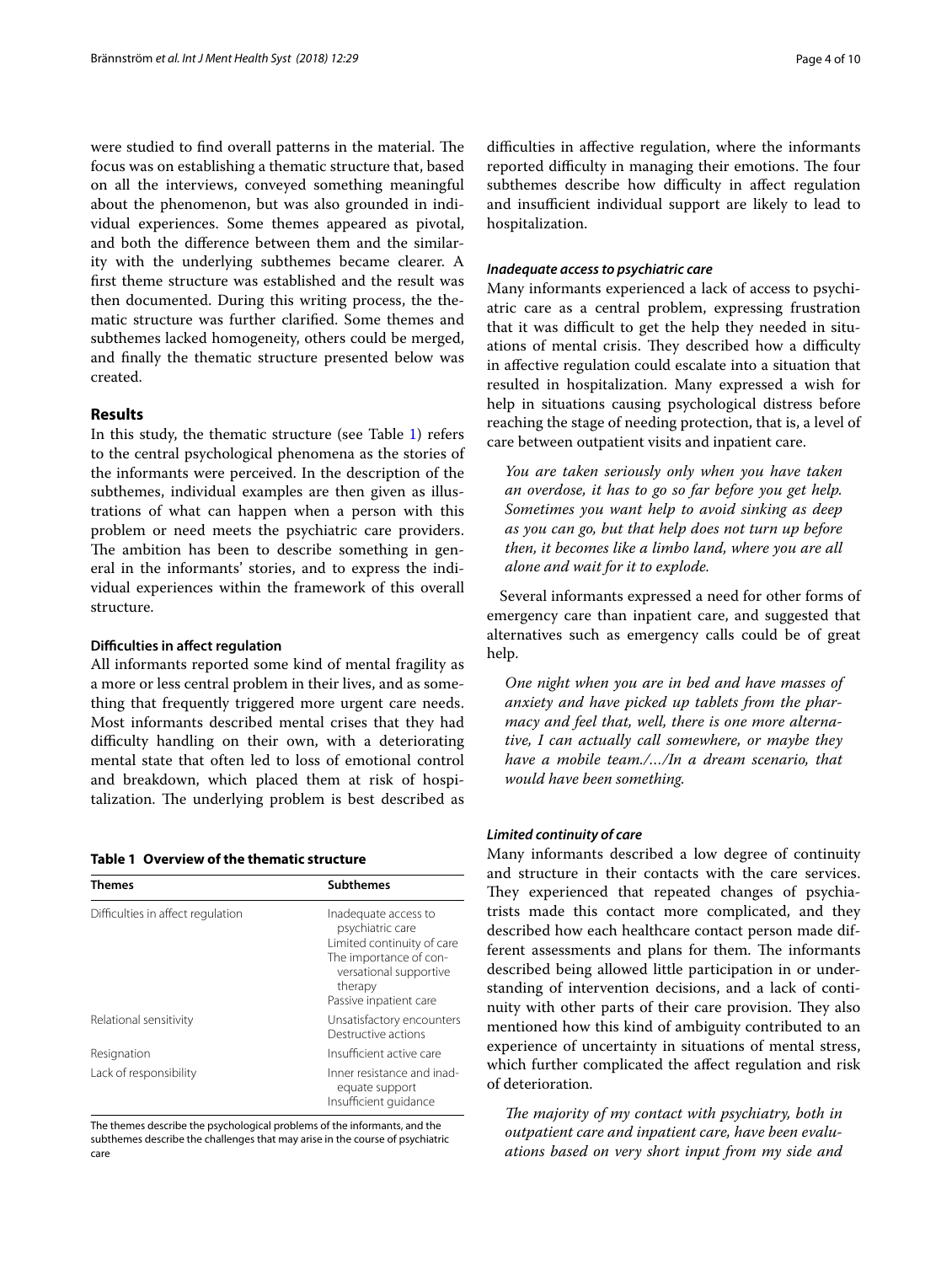were studied to find overall patterns in the material. The focus was on establishing a thematic structure that, based on all the interviews, conveyed something meaningful about the phenomenon, but was also grounded in individual experiences. Some themes appeared as pivotal, and both the difference between them and the similarity with the underlying subthemes became clearer. A first theme structure was established and the result was then documented. During this writing process, the thematic structure was further clarified. Some themes and subthemes lacked homogeneity, others could be merged, and finally the thematic structure presented below was created.

## Results

In this study, the thematic structure (see Table 1) refers to the central psychological phenomena as the stories of the informants were perceived. In the description of the subthemes, individual examples are then given as illustrations of what can happen when a person with this problem or need meets the psychiatric care providers. The ambition has been to describe something in general in the informants' stories, and to express the individual experiences within the framework of this overall structure.

### Difficulties in affect regulation

All informants reported some kind of mental fragility as a more or less central problem in their lives, and as something that frequently triggered more urgent care needs. Most informants described mental crises that they had difficulty handling on their own, with a deteriorating mental state that often led to loss of emotional control and breakdown, which placed them at risk of hospitalization. The underlying problem is best described as difficulties in affective regulation, where the informants reported difficulty in managing their emotions. The four subthemes describe how difficulty in affect regulation and insufficient individual support are likely to lead to hospitalization.

**Table 1 Overview of the thematic structure**

| Themes | Subthemes |
|---|---|
| Difficulties in affect regulation | Inadequate access to psychiatric care<br>Limited continuity of care<br>The importance of conversational supportive therapy<br>Passive inpatient care |
| Relational sensitivity | Unsatisfactory encounters<br>Destructive actions |
| Resignation | Insufficient active care |
| Lack of responsibility | Inner resistance and inadequate support<br>Insufficient guidance |

The themes describe the psychological problems of the informants, and the subthemes describe the challenges that may arise in the course of psychiatric care

#### *Inadequate access to psychiatric care*

Many informants experienced a lack of access to psychiatric care as a central problem, expressing frustration that it was difficult to get the help they needed in situations of mental crisis. They described how a difficulty in affective regulation could escalate into a situation that resulted in hospitalization. Many expressed a wish for help in situations causing psychological distress before reaching the stage of needing protection, that is, a level of care between outpatient visits and inpatient care.

> *You are taken seriously only when you have taken an overdose, it has to go so far before you get help. Sometimes you want help to avoid sinking as deep as you can go, but that help does not turn up before then, it becomes like a limbo land, where you are all alone and wait for it to explode.*

Several informants expressed a need for other forms of emergency care than inpatient care, and suggested that alternatives such as emergency calls could be of great help.

> *One night when you are in bed and have masses of anxiety and have picked up tablets from the pharmacy and feel that, well, there is one more alternative, I can actually call somewhere, or maybe they have a mobile team./…/In a dream scenario, that would have been something.*

#### *Limited continuity of care*

Many informants described a low degree of continuity and structure in their contacts with the care services. They experienced that repeated changes of psychiatrists made this contact more complicated, and they described how each healthcare contact person made different assessments and plans for them. The informants described being allowed little participation in or understanding of intervention decisions, and a lack of continuity with other parts of their care provision. They also mentioned how this kind of ambiguity contributed to an experience of uncertainty in situations of mental stress, which further complicated the affect regulation and risk of deterioration.

> *The majority of my contact with psychiatry, both in outpatient care and inpatient care, have been evaluations based on very short input from my side and*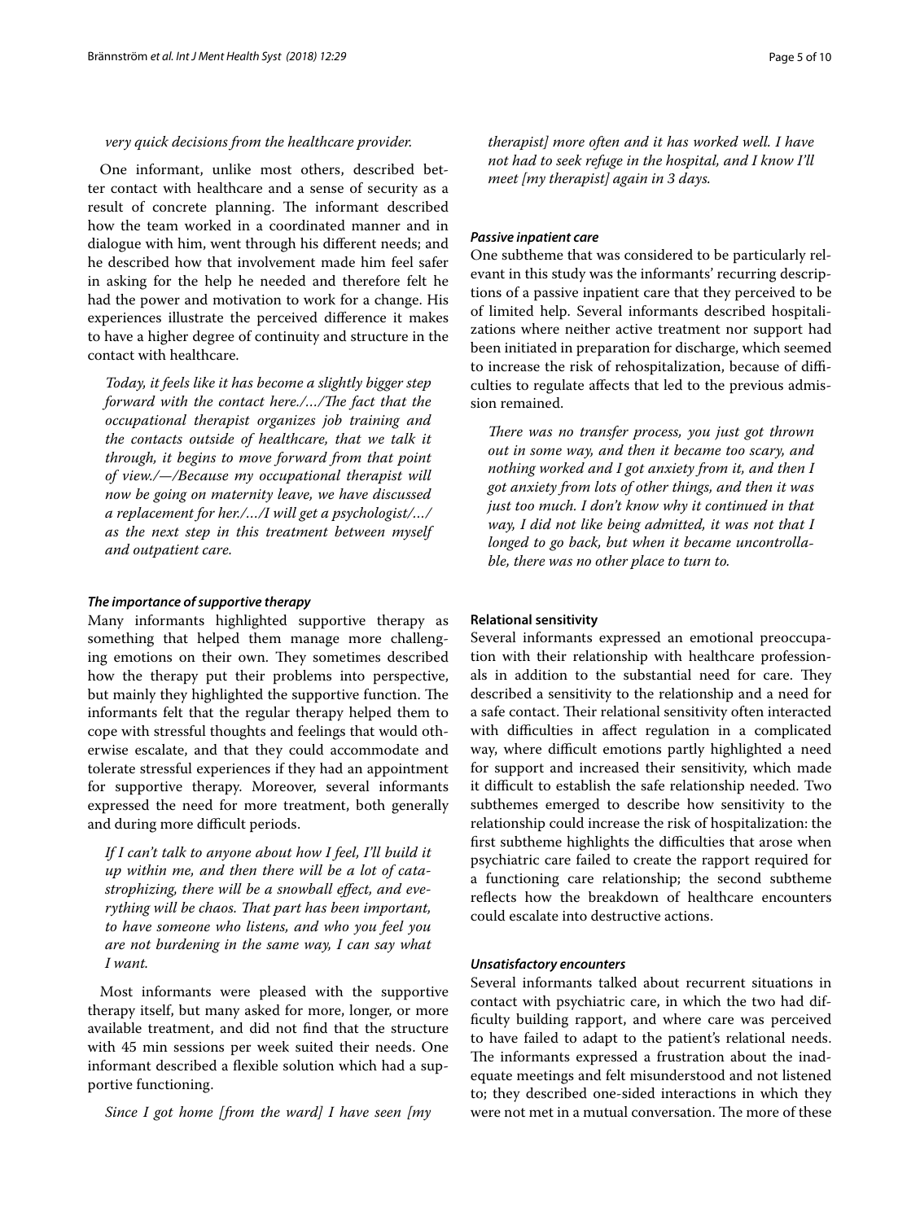*very quick decisions from the healthcare provider.*

One informant, unlike most others, described better contact with healthcare and a sense of security as a result of concrete planning. The informant described how the team worked in a coordinated manner and in dialogue with him, went through his different needs; and he described how that involvement made him feel safer in asking for the help he needed and therefore felt he had the power and motivation to work for a change. His experiences illustrate the perceived difference it makes to have a higher degree of continuity and structure in the contact with healthcare.

> *Today, it feels like it has become a slightly bigger step forward with the contact here./…/The fact that the occupational therapist organizes job training and the contacts outside of healthcare, that we talk it through, it begins to move forward from that point of view./—/Because my occupational therapist will now be going on maternity leave, we have discussed a replacement for her./…/I will get a psychologist/…/ as the next step in this treatment between myself and outpatient care.*

#### *The importance of supportive therapy*

Many informants highlighted supportive therapy as something that helped them manage more challenging emotions on their own. They sometimes described how the therapy put their problems into perspective, but mainly they highlighted the supportive function. The informants felt that the regular therapy helped them to cope with stressful thoughts and feelings that would otherwise escalate, and that they could accommodate and tolerate stressful experiences if they had an appointment for supportive therapy. Moreover, several informants expressed the need for more treatment, both generally and during more difficult periods.

> *If I can't talk to anyone about how I feel, I'll build it up within me, and then there will be a lot of catastrophizing, there will be a snowball effect, and everything will be chaos. That part has been important, to have someone who listens, and who you feel you are not burdening in the same way, I can say what I want.*

Most informants were pleased with the supportive therapy itself, but many asked for more, longer, or more available treatment, and did not find that the structure with 45 min sessions per week suited their needs. One informant described a flexible solution which had a supportive functioning.

> *Since I got home [from the ward] I have seen [my therapist] more often and it has worked well. I have not had to seek refuge in the hospital, and I know I'll meet [my therapist] again in 3 days.*

#### *Passive inpatient care*

One subtheme that was considered to be particularly relevant in this study was the informants' recurring descriptions of a passive inpatient care that they perceived to be of limited help. Several informants described hospitalizations where neither active treatment nor support had been initiated in preparation for discharge, which seemed to increase the risk of rehospitalization, because of difficulties to regulate affects that led to the previous admission remained.

> *There was no transfer process, you just got thrown out in some way, and then it became too scary, and nothing worked and I got anxiety from it, and then I got anxiety from lots of other things, and then it was just too much. I don't know why it continued in that way, I did not like being admitted, it was not that I longed to go back, but when it became uncontrollable, there was no other place to turn to.*

### Relational sensitivity

Several informants expressed an emotional preoccupation with their relationship with healthcare professionals in addition to the substantial need for care. They described a sensitivity to the relationship and a need for a safe contact. Their relational sensitivity often interacted with difficulties in affect regulation in a complicated way, where difficult emotions partly highlighted a need for support and increased their sensitivity, which made it difficult to establish the safe relationship needed. Two subthemes emerged to describe how sensitivity to the relationship could increase the risk of hospitalization: the first subtheme highlights the difficulties that arose when psychiatric care failed to create the rapport required for a functioning care relationship; the second subtheme reflects how the breakdown of healthcare encounters could escalate into destructive actions.

#### *Unsatisfactory encounters*

Several informants talked about recurrent situations in contact with psychiatric care, in which the two had difficulty building rapport, and where care was perceived to have failed to adapt to the patient's relational needs. The informants expressed a frustration about the inadequate meetings and felt misunderstood and not listened to; they described one-sided interactions in which they were not met in a mutual conversation. The more of these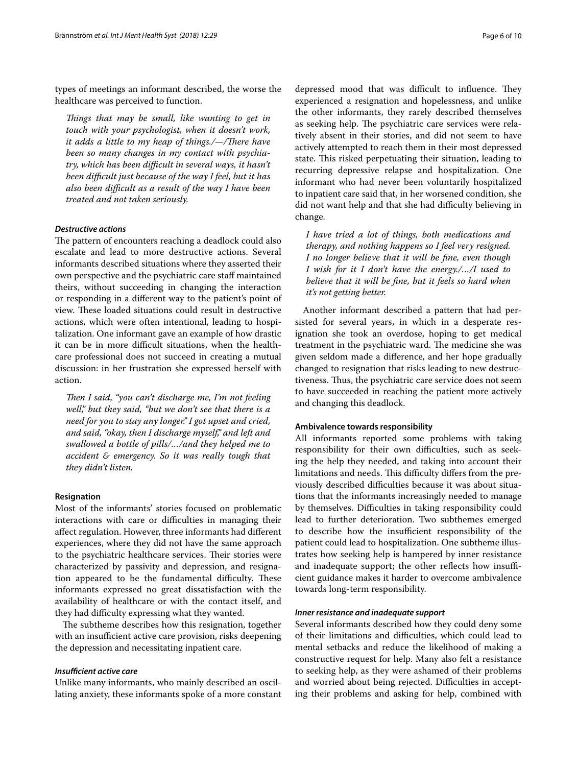types of meetings an informant described, the worse the healthcare was perceived to function.

> *Things that may be small, like wanting to get in touch with your psychologist, when it doesn't work, it adds a little to my heap of things./—/There have been so many changes in my contact with psychiatry, which has been difficult in several ways, it hasn't been difficult just because of the way I feel, but it has also been difficult as a result of the way I have been treated and not taken seriously.*

#### *Destructive actions*

The pattern of encounters reaching a deadlock could also escalate and lead to more destructive actions. Several informants described situations where they asserted their own perspective and the psychiatric care staff maintained theirs, without succeeding in changing the interaction or responding in a different way to the patient's point of view. These loaded situations could result in destructive actions, which were often intentional, leading to hospitalization. One informant gave an example of how drastic it can be in more difficult situations, when the healthcare professional does not succeed in creating a mutual discussion: in her frustration she expressed herself with action.

> *Then I said, "you can't discharge me, I'm not feeling well," but they said, "but we don't see that there is a need for you to stay any longer." I got upset and cried, and said, "okay, then I discharge myself," and left and swallowed a bottle of pills/…/and they helped me to accident & emergency. So it was really tough that they didn't listen.*

### Resignation

Most of the informants' stories focused on problematic interactions with care or difficulties in managing their affect regulation. However, three informants had different experiences, where they did not have the same approach to the psychiatric healthcare services. Their stories were characterized by passivity and depression, and resignation appeared to be the fundamental difficulty. These informants expressed no great dissatisfaction with the availability of healthcare or with the contact itself, and they had difficulty expressing what they wanted.

The subtheme describes how this resignation, together with an insufficient active care provision, risks deepening the depression and necessitating inpatient care.

#### *Insufficient active care*

Unlike many informants, who mainly described an oscillating anxiety, these informants spoke of a more constant depressed mood that was difficult to influence. They experienced a resignation and hopelessness, and unlike the other informants, they rarely described themselves as seeking help. The psychiatric care services were relatively absent in their stories, and did not seem to have actively attempted to reach them in their most depressed state. This risked perpetuating their situation, leading to recurring depressive relapse and hospitalization. One informant who had never been voluntarily hospitalized to inpatient care said that, in her worsened condition, she did not want help and that she had difficulty believing in change.

> *I have tried a lot of things, both medications and therapy, and nothing happens so I feel very resigned. I no longer believe that it will be fine, even though I wish for it I don't have the energy./…/I used to believe that it will be fine, but it feels so hard when it's not getting better.*

Another informant described a pattern that had persisted for several years, in which in a desperate resignation she took an overdose, hoping to get medical treatment in the psychiatric ward. The medicine she was given seldom made a difference, and her hope gradually changed to resignation that risks leading to new destructiveness. Thus, the psychiatric care service does not seem to have succeeded in reaching the patient more actively and changing this deadlock.

### Ambivalence towards responsibility

All informants reported some problems with taking responsibility for their own difficulties, such as seeking the help they needed, and taking into account their limitations and needs. This difficulty differs from the previously described difficulties because it was about situations that the informants increasingly needed to manage by themselves. Difficulties in taking responsibility could lead to further deterioration. Two subthemes emerged to describe how the insufficient responsibility of the patient could lead to hospitalization. One subtheme illustrates how seeking help is hampered by inner resistance and inadequate support; the other reflects how insufficient guidance makes it harder to overcome ambivalence towards long-term responsibility.

#### *Inner resistance and inadequate support*

Several informants described how they could deny some of their limitations and difficulties, which could lead to mental setbacks and reduce the likelihood of making a constructive request for help. Many also felt a resistance to seeking help, as they were ashamed of their problems and worried about being rejected. Difficulties in accepting their problems and asking for help, combined with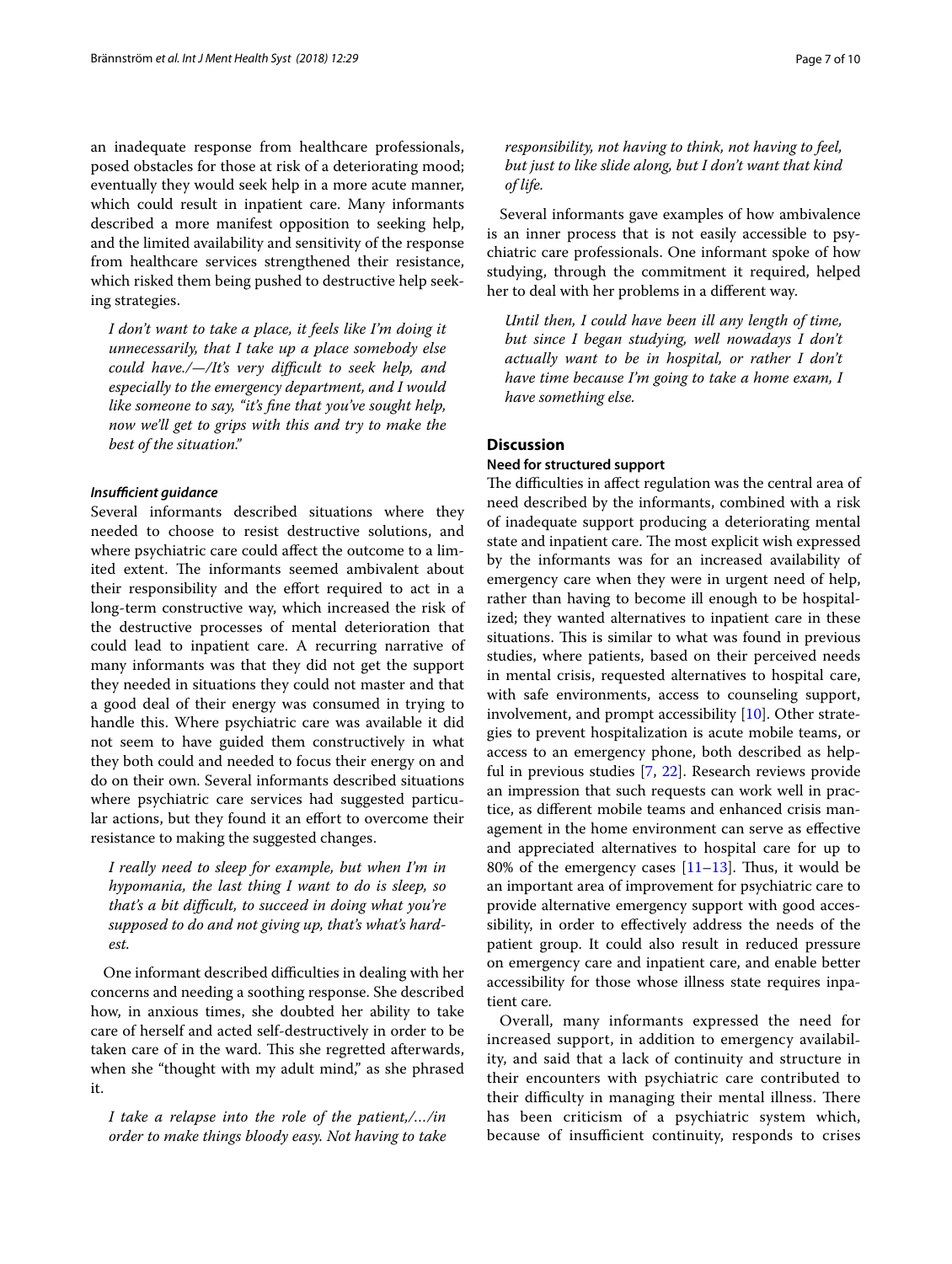an inadequate response from healthcare professionals, posed obstacles for those at risk of a deteriorating mood; eventually they would seek help in a more acute manner, which could result in inpatient care. Many informants described a more manifest opposition to seeking help, and the limited availability and sensitivity of the response from healthcare services strengthened their resistance, which risked them being pushed to destructive help seeking strategies.

> *I don't want to take a place, it feels like I'm doing it unnecessarily, that I take up a place somebody else could have./—/It's very difficult to seek help, and especially to the emergency department, and I would like someone to say, "it's fine that you've sought help, now we'll get to grips with this and try to make the best of the situation."*

#### *Insufficient guidance*

Several informants described situations where they needed to choose to resist destructive solutions, and where psychiatric care could affect the outcome to a limited extent. The informants seemed ambivalent about their responsibility and the effort required to act in a long-term constructive way, which increased the risk of the destructive processes of mental deterioration that could lead to inpatient care. A recurring narrative of many informants was that they did not get the support they needed in situations they could not master and that a good deal of their energy was consumed in trying to handle this. Where psychiatric care was available it did not seem to have guided them constructively in what they both could and needed to focus their energy on and do on their own. Several informants described situations where psychiatric care services had suggested particular actions, but they found it an effort to overcome their resistance to making the suggested changes.

> *I really need to sleep for example, but when I'm in hypomania, the last thing I want to do is sleep, so that's a bit difficult, to succeed in doing what you're supposed to do and not giving up, that's what's hardest.*

One informant described difficulties in dealing with her concerns and needing a soothing response. She described how, in anxious times, she doubted her ability to take care of herself and acted self-destructively in order to be taken care of in the ward. This she regretted afterwards, when she "thought with my adult mind," as she phrased it.

> *I take a relapse into the role of the patient,/…/in order to make things bloody easy. Not having to take responsibility, not having to think, not having to feel, but just to like slide along, but I don't want that kind of life.*

Several informants gave examples of how ambivalence is an inner process that is not easily accessible to psychiatric care professionals. One informant spoke of how studying, through the commitment it required, helped her to deal with her problems in a different way.

> *Until then, I could have been ill any length of time, but since I began studying, well nowadays I don't actually want to be in hospital, or rather I don't have time because I'm going to take a home exam, I have something else.*

## Discussion

### Need for structured support

The difficulties in affect regulation was the central area of need described by the informants, combined with a risk of inadequate support producing a deteriorating mental state and inpatient care. The most explicit wish expressed by the informants was for an increased availability of emergency care when they were in urgent need of help, rather than having to become ill enough to be hospitalized; they wanted alternatives to inpatient care in these situations. This is similar to what was found in previous studies, where patients, based on their perceived needs in mental crisis, requested alternatives to hospital care, with safe environments, access to counseling support, involvement, and prompt accessibility [10]. Other strategies to prevent hospitalization is acute mobile teams, or access to an emergency phone, both described as helpful in previous studies [7, 22]. Research reviews provide an impression that such requests can work well in practice, as different mobile teams and enhanced crisis management in the home environment can serve as effective and appreciated alternatives to hospital care for up to 80% of the emergency cases [11–13]. Thus, it would be an important area of improvement for psychiatric care to provide alternative emergency support with good accessibility, in order to effectively address the needs of the patient group. It could also result in reduced pressure on emergency care and inpatient care, and enable better accessibility for those whose illness state requires inpatient care.

Overall, many informants expressed the need for increased support, in addition to emergency availability, and said that a lack of continuity and structure in their encounters with psychiatric care contributed to their difficulty in managing their mental illness. There has been criticism of a psychiatric system which, because of insufficient continuity, responds to crises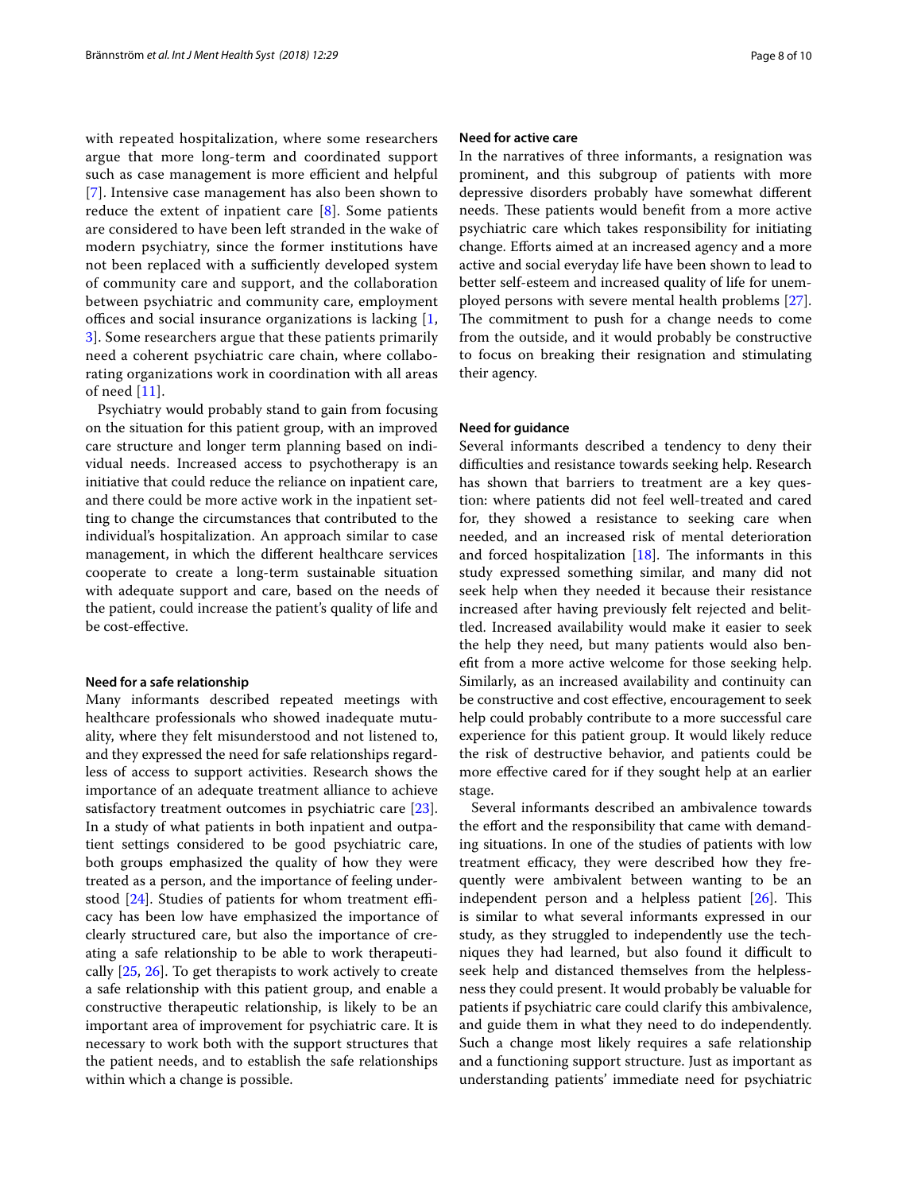with repeated hospitalization, where some researchers argue that more long-term and coordinated support such as case management is more efficient and helpful [7]. Intensive case management has also been shown to reduce the extent of inpatient care [8]. Some patients are considered to have been left stranded in the wake of modern psychiatry, since the former institutions have not been replaced with a sufficiently developed system of community care and support, and the collaboration between psychiatric and community care, employment offices and social insurance organizations is lacking [1, 3]. Some researchers argue that these patients primarily need a coherent psychiatric care chain, where collaborating organizations work in coordination with all areas of need [11].

Psychiatry would probably stand to gain from focusing on the situation for this patient group, with an improved care structure and longer term planning based on individual needs. Increased access to psychotherapy is an initiative that could reduce the reliance on inpatient care, and there could be more active work in the inpatient setting to change the circumstances that contributed to the individual's hospitalization. An approach similar to case management, in which the different healthcare services cooperate to create a long-term sustainable situation with adequate support and care, based on the needs of the patient, could increase the patient's quality of life and be cost-effective.

#### Need for a safe relationship

Many informants described repeated meetings with healthcare professionals who showed inadequate mutuality, where they felt misunderstood and not listened to, and they expressed the need for safe relationships regardless of access to support activities. Research shows the importance of an adequate treatment alliance to achieve satisfactory treatment outcomes in psychiatric care [23]. In a study of what patients in both inpatient and outpatient settings considered to be good psychiatric care, both groups emphasized the quality of how they were treated as a person, and the importance of feeling understood [24]. Studies of patients for whom treatment efficacy has been low have emphasized the importance of clearly structured care, but also the importance of creating a safe relationship to be able to work therapeutically [25, 26]. To get therapists to work actively to create a safe relationship with this patient group, and enable a constructive therapeutic relationship, is likely to be an important area of improvement for psychiatric care. It is necessary to work both with the support structures that the patient needs, and to establish the safe relationships within which a change is possible.

#### Need for active care

In the narratives of three informants, a resignation was prominent, and this subgroup of patients with more depressive disorders probably have somewhat different needs. These patients would benefit from a more active psychiatric care which takes responsibility for initiating change. Efforts aimed at an increased agency and a more active and social everyday life have been shown to lead to better self-esteem and increased quality of life for unemployed persons with severe mental health problems [27]. The commitment to push for a change needs to come from the outside, and it would probably be constructive to focus on breaking their resignation and stimulating their agency.

#### Need for guidance

Several informants described a tendency to deny their difficulties and resistance towards seeking help. Research has shown that barriers to treatment are a key question: where patients did not feel well-treated and cared for, they showed a resistance to seeking care when needed, and an increased risk of mental deterioration and forced hospitalization [18]. The informants in this study expressed something similar, and many did not seek help when they needed it because their resistance increased after having previously felt rejected and belittled. Increased availability would make it easier to seek the help they need, but many patients would also benefit from a more active welcome for those seeking help. Similarly, as an increased availability and continuity can be constructive and cost effective, encouragement to seek help could probably contribute to a more successful care experience for this patient group. It would likely reduce the risk of destructive behavior, and patients could be more effective cared for if they sought help at an earlier stage.

Several informants described an ambivalence towards the effort and the responsibility that came with demanding situations. In one of the studies of patients with low treatment efficacy, they were described how they frequently were ambivalent between wanting to be an independent person and a helpless patient [26]. This is similar to what several informants expressed in our study, as they struggled to independently use the techniques they had learned, but also found it difficult to seek help and distanced themselves from the helplessness they could present. It would probably be valuable for patients if psychiatric care could clarify this ambivalence, and guide them in what they need to do independently. Such a change most likely requires a safe relationship and a functioning support structure. Just as important as understanding patients' immediate need for psychiatric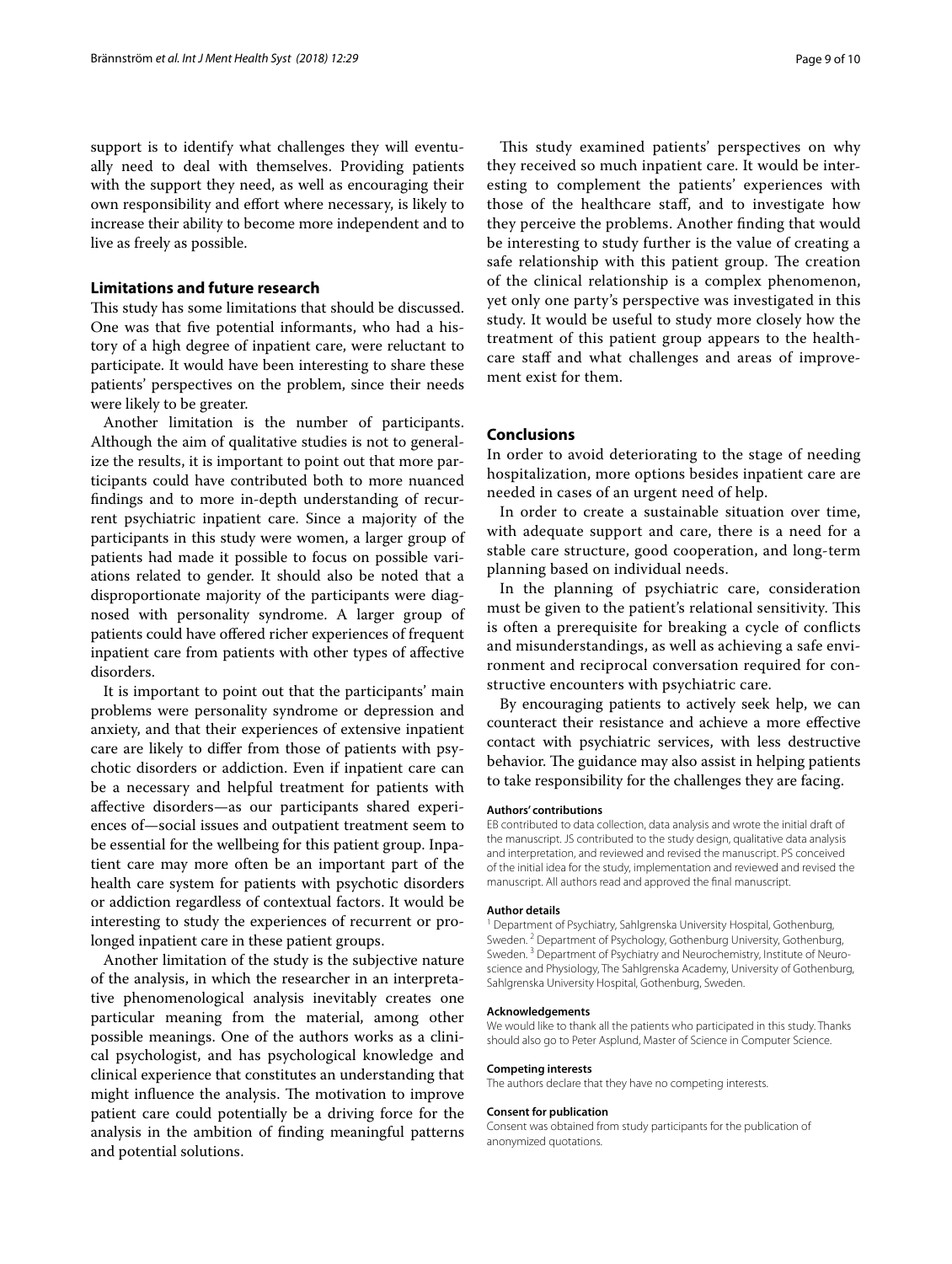support is to identify what challenges they will eventually need to deal with themselves. Providing patients with the support they need, as well as encouraging their own responsibility and effort where necessary, is likely to increase their ability to become more independent and to live as freely as possible.

## Limitations and future research

This study has some limitations that should be discussed. One was that five potential informants, who had a history of a high degree of inpatient care, were reluctant to participate. It would have been interesting to share these patients' perspectives on the problem, since their needs were likely to be greater.

Another limitation is the number of participants. Although the aim of qualitative studies is not to generalize the results, it is important to point out that more participants could have contributed both to more nuanced findings and to more in-depth understanding of recurrent psychiatric inpatient care. Since a majority of the participants in this study were women, a larger group of patients had made it possible to focus on possible variations related to gender. It should also be noted that a disproportionate majority of the participants were diagnosed with personality syndrome. A larger group of patients could have offered richer experiences of frequent inpatient care from patients with other types of affective disorders.

It is important to point out that the participants' main problems were personality syndrome or depression and anxiety, and that their experiences of extensive inpatient care are likely to differ from those of patients with psychotic disorders or addiction. Even if inpatient care can be a necessary and helpful treatment for patients with affective disorders—as our participants shared experiences of—social issues and outpatient treatment seem to be essential for the wellbeing for this patient group. Inpatient care may more often be an important part of the health care system for patients with psychotic disorders or addiction regardless of contextual factors. It would be interesting to study the experiences of recurrent or prolonged inpatient care in these patient groups.

Another limitation of the study is the subjective nature of the analysis, in which the researcher in an interpretative phenomenological analysis inevitably creates one particular meaning from the material, among other possible meanings. One of the authors works as a clinical psychologist, and has psychological knowledge and clinical experience that constitutes an understanding that might influence the analysis. The motivation to improve patient care could potentially be a driving force for the analysis in the ambition of finding meaningful patterns and potential solutions.

This study examined patients' perspectives on why they received so much inpatient care. It would be interesting to complement the patients' experiences with those of the healthcare staff, and to investigate how they perceive the problems. Another finding that would be interesting to study further is the value of creating a safe relationship with this patient group. The creation of the clinical relationship is a complex phenomenon, yet only one party's perspective was investigated in this study. It would be useful to study more closely how the treatment of this patient group appears to the healthcare staff and what challenges and areas of improvement exist for them.

## Conclusions

In order to avoid deteriorating to the stage of needing hospitalization, more options besides inpatient care are needed in cases of an urgent need of help.

In order to create a sustainable situation over time, with adequate support and care, there is a need for a stable care structure, good cooperation, and long-term planning based on individual needs.

In the planning of psychiatric care, consideration must be given to the patient's relational sensitivity. This is often a prerequisite for breaking a cycle of conflicts and misunderstandings, as well as achieving a safe environment and reciprocal conversation required for constructive encounters with psychiatric care.

By encouraging patients to actively seek help, we can counteract their resistance and achieve a more effective contact with psychiatric services, with less destructive behavior. The guidance may also assist in helping patients to take responsibility for the challenges they are facing.

#### Authors' contributions

EB contributed to data collection, data analysis and wrote the initial draft of the manuscript. JS contributed to the study design, qualitative data analysis and interpretation, and reviewed and revised the manuscript. PS conceived of the initial idea for the study, implementation and reviewed and revised the manuscript. All authors read and approved the final manuscript.

#### Author details

[1] Department of Psychiatry, Sahlgrenska University Hospital, Gothenburg, Sweden. [2] Department of Psychology, Gothenburg University, Gothenburg, Sweden. [3] Department of Psychiatry and Neurochemistry, Institute of Neuroscience and Physiology, The Sahlgrenska Academy, University of Gothenburg, Sahlgrenska University Hospital, Gothenburg, Sweden.

#### Acknowledgements

We would like to thank all the patients who participated in this study. Thanks should also go to Peter Asplund, Master of Science in Computer Science.

#### Competing interests

The authors declare that they have no competing interests.

#### Consent for publication

Consent was obtained from study participants for the publication of anonymized quotations.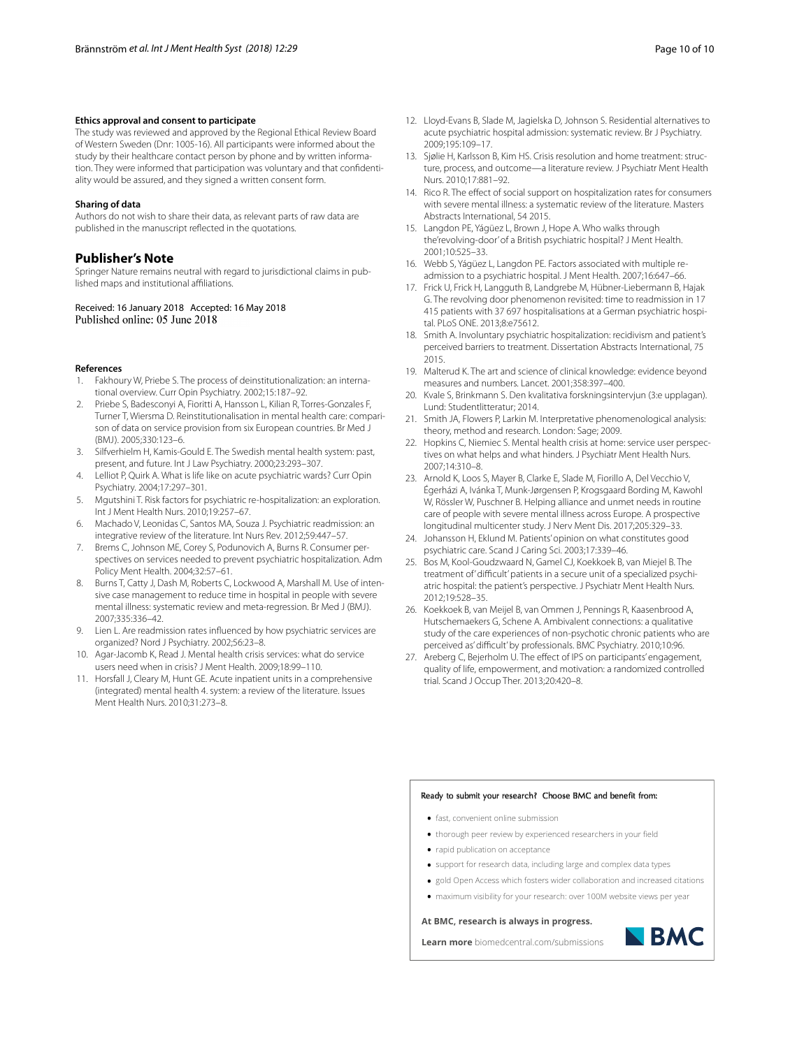#### Ethics approval and consent to participate

The study was reviewed and approved by the Regional Ethical Review Board of Western Sweden (Dnr: 1005-16). All participants were informed about the study by their healthcare contact person by phone and by written information. They were informed that participation was voluntary and that confidentiality would be assured, and they signed a written consent form.

#### Sharing of data

Authors do not wish to share their data, as relevant parts of raw data are published in the manuscript reflected in the quotations.

## Publisher's Note

Springer Nature remains neutral with regard to jurisdictional claims in published maps and institutional affiliations.

Received: 16 January 2018 Accepted: 16 May 2018
Published online: 05 June 2018

#### References

1. Fakhoury W, Priebe S. The process of deinstitutionalization: an international overview. Curr Opin Psychiatry. 2002;15:187–92.
2. Priebe S, Badesconyi A, Fioritti A, Hansson L, Kilian R, Torres-Gonzales F, Turner T, Wiersma D. Reinstitutionalisation in mental health care: comparison of data on service provision from six European countries. Br Med J (BMJ). 2005;330:123–6.
3. Silfverhielm H, Kamis-Gould E. The Swedish mental health system: past, present, and future. Int J Law Psychiatry. 2000;23:293–307.
4. Lelliot P, Quirk A. What is life like on acute psychiatric wards? Curr Opin Psychiatry. 2004;17:297–301.
5. Mgutshini T. Risk factors for psychiatric re-hospitalization: an exploration. Int J Ment Health Nurs. 2010;19:257–67.
6. Machado V, Leonidas C, Santos MA, Souza J. Psychiatric readmission: an integrative review of the literature. Int Nurs Rev. 2012;59:447–57.
7. Brems C, Johnson ME, Corey S, Podunovich A, Burns R. Consumer perspectives on services needed to prevent psychiatric hospitalization. Adm Policy Ment Health. 2004;32:57–61.
8. Burns T, Catty J, Dash M, Roberts C, Lockwood A, Marshall M. Use of intensive case management to reduce time in hospital in people with severe mental illness: systematic review and meta-regression. Br Med J (BMJ). 2007;335:336–42.
9. Lien L. Are readmission rates influenced by how psychiatric services are organized? Nord J Psychiatry. 2002;56:23–8.
10. Agar-Jacomb K, Read J. Mental health crisis services: what do service users need when in crisis? J Ment Health. 2009;18:99–110.
11. Horsfall J, Cleary M, Hunt GE. Acute inpatient units in a comprehensive (integrated) mental health 4. system: a review of the literature. Issues Ment Health Nurs. 2010;31:273–8.
12. Lloyd-Evans B, Slade M, Jagielska D, Johnson S. Residential alternatives to acute psychiatric hospital admission: systematic review. Br J Psychiatry. 2009;195:109–17.
13. Sjølie H, Karlsson B, Kim HS. Crisis resolution and home treatment: structure, process, and outcome—a literature review. J Psychiatr Ment Health Nurs. 2010;17:881–92.
14. Rico R. The effect of social support on hospitalization rates for consumers with severe mental illness: a systematic review of the literature. Masters Abstracts International, 54 2015.
15. Langdon PE, Yágüez L, Brown J, Hope A. Who walks through the'revolving-door' of a British psychiatric hospital? J Ment Health. 2001;10:525–33.
16. Webb S, Yágüez L, Langdon PE. Factors associated with multiple re-admission to a psychiatric hospital. J Ment Health. 2007;16:647–66.
17. Frick U, Frick H, Langguth B, Landgrebe M, Hübner-Liebermann B, Hajak G. The revolving door phenomenon revisited: time to readmission in 17 415 patients with 37 697 hospitalisations at a German psychiatric hospital. PLoS ONE. 2013;8:e75612.
18. Smith A. Involuntary psychiatric hospitalization: recidivism and patient's perceived barriers to treatment. Dissertation Abstracts International, 75 2015.
19. Malterud K. The art and science of clinical knowledge: evidence beyond measures and numbers. Lancet. 2001;358:397–400.
20. Kvale S, Brinkmann S. Den kvalitativa forskningsintervjun (3:e upplagan). Lund: Studentlitteratur; 2014.
21. Smith JA, Flowers P, Larkin M. Interpretative phenomenological analysis: theory, method and research. London: Sage; 2009.
22. Hopkins C, Niemiec S. Mental health crisis at home: service user perspectives on what helps and what hinders. J Psychiatr Ment Health Nurs. 2007;14:310–8.
23. Arnold K, Loos S, Mayer B, Clarke E, Slade M, Fiorillo A, Del Vecchio V, Égerházi A, Ivánka T, Munk-Jørgensen P, Krogsgaard Bording M, Kawohl W, Rössler W, Puschner B. Helping alliance and unmet needs in routine care of people with severe mental illness across Europe. A prospective longitudinal multicenter study. J Nerv Ment Dis. 2017;205:329–33.
24. Johansson H, Eklund M. Patients' opinion on what constitutes good psychiatric care. Scand J Caring Sci. 2003;17:339–46.
25. Bos M, Kool-Goudzwaard N, Gamel CJ, Koekkoek B, van Miejel B. The treatment of 'difficult' patients in a secure unit of a specialized psychiatric hospital: the patient's perspective. J Psychiatr Ment Health Nurs. 2012;19:528–35.
26. Koekkoek B, van Meijel B, van Ommen J, Pennings R, Kaasenbrood A, Hutschemaekers G, Schene A. Ambivalent connections: a qualitative study of the care experiences of non-psychotic chronic patients who are perceived as' difficult' by professionals. BMC Psychiatry. 2010;10:96.
27. Areberg C, Bejerholm U. The effect of IPS on participants' engagement, quality of life, empowerment, and motivation: a randomized controlled trial. Scand J Occup Ther. 2013;20:420–8.

Ready to submit your research? Choose BMC and benefit from:

- fast, convenient online submission
- thorough peer review by experienced researchers in your field
- rapid publication on acceptance
- support for research data, including large and complex data types
- gold Open Access which fosters wider collaboration and increased citations
- maximum visibility for your research: over 100M website views per year

**At BMC, research is always in progress.**

**Learn more** biomedcentral.com/submissions

BMC